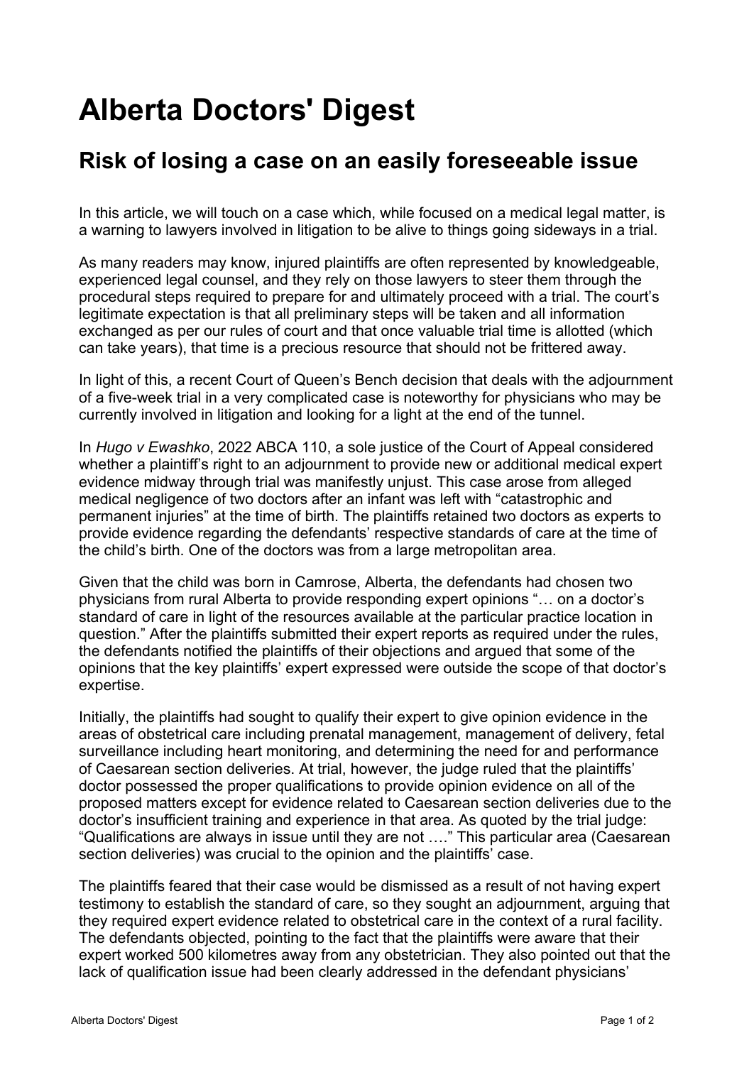# Alberta Doctors' Digest

## Risk of losing a case on an easily foreseeable issue

In this article, we will touch on a case which, while focused on a medical legal matter, is a warning to lawyers involved in litigation to be alive to things going sideways in a trial.

As many readers may know, injured plaintiffs are often represented by knowledgeable, experienced legal counsel, and they rely on those lawyers to steer them through the procedural steps required to prepare for and ultimately proceed with a trial. The court's legitimate expectation is that all preliminary steps will be taken and all information exchanged as per our rules of court and that once valuable trial time is allotted (which can take years), that time is a precious resource that should not be frittered away.

In light of this, a recent Court of Queen's Bench decision that deals with the adjournment of a five-week trial in a very complicated case is noteworthy for physicians who may be currently involved in litigation and looking for a light at the end of the tunnel.

In *Hugo v Ewashko*, 2022 ABCA 110, a sole justice of the Court of Appeal considered whether a plaintiff's right to an adjournment to provide new or additional medical expert evidence midway through trial was manifestly unjust. This case arose from alleged medical negligence of two doctors after an infant was left with "catastrophic and permanent injuries" at the time of birth. The plaintiffs retained two doctors as experts to provide evidence regarding the defendants' respective standards of care at the time of the child's birth. One of the doctors was from a large metropolitan area.

Given that the child was born in Camrose, Alberta, the defendants had chosen two physicians from rural Alberta to provide responding expert opinions "… on a doctor's standard of care in light of the resources available at the particular practice location in question." After the plaintiffs submitted their expert reports as required under the rules, the defendants notified the plaintiffs of their objections and argued that some of the opinions that the key plaintiffs' expert expressed were outside the scope of that doctor's expertise.

Initially, the plaintiffs had sought to qualify their expert to give opinion evidence in the areas of obstetrical care including prenatal management, management of delivery, fetal surveillance including heart monitoring, and determining the need for and performance of Caesarean section deliveries. At trial, however, the judge ruled that the plaintiffs' doctor possessed the proper qualifications to provide opinion evidence on all of the proposed matters except for evidence related to Caesarean section deliveries due to the doctor's insufficient training and experience in that area. As quoted by the trial judge: "Qualifications are always in issue until they are not …." This particular area (Caesarean section deliveries) was crucial to the opinion and the plaintiffs' case.

The plaintiffs feared that their case would be dismissed as a result of not having expert testimony to establish the standard of care, so they sought an adjournment, arguing that they required expert evidence related to obstetrical care in the context of a rural facility. The defendants objected, pointing to the fact that the plaintiffs were aware that their expert worked 500 kilometres away from any obstetrician. They also pointed out that the lack of qualification issue had been clearly addressed in the defendant physicians'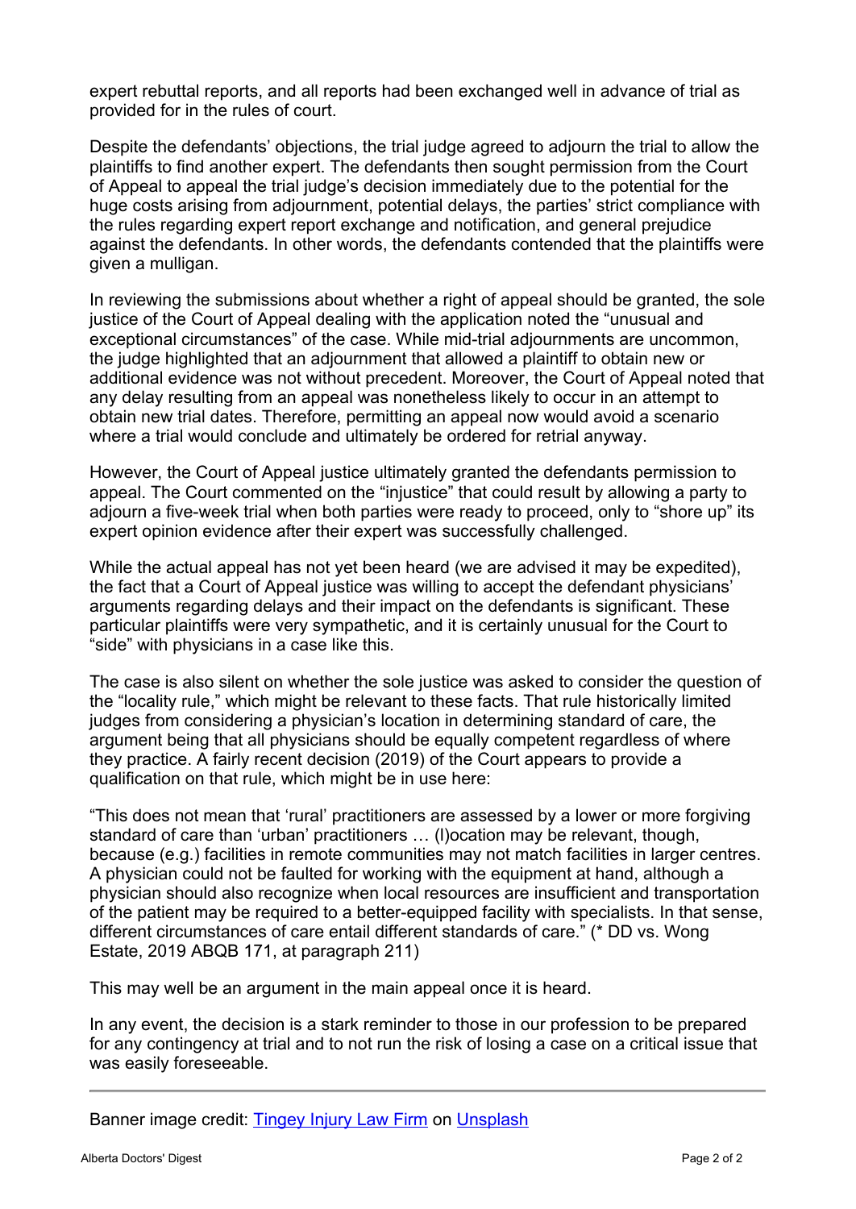expert rebuttal reports, and all reports had been exchanged well in advance of trial as provided for in the rules of court.

Despite the defendants' objections, the trial judge agreed to adjourn the trial to allow the plaintiffs to find another expert. The defendants then sought permission from the Court of Appeal to appeal the trial judge's decision immediately due to the potential for the huge costs arising from adjournment, potential delays, the parties' strict compliance with the rules regarding expert report exchange and notification, and general prejudice against the defendants. In other words, the defendants contended that the plaintiffs were given a mulligan.

In reviewing the submissions about whether a right of appeal should be granted, the sole justice of the Court of Appeal dealing with the application noted the "unusual and exceptional circumstances" of the case. While mid-trial adjournments are uncommon, the judge highlighted that an adjournment that allowed a plaintiff to obtain new or additional evidence was not without precedent. Moreover, the Court of Appeal noted that any delay resulting from an appeal was nonetheless likely to occur in an attempt to obtain new trial dates. Therefore, permitting an appeal now would avoid a scenario where a trial would conclude and ultimately be ordered for retrial anyway.

However, the Court of Appeal justice ultimately granted the defendants permission to appeal. The Court commented on the "injustice" that could result by allowing a party to adjourn a five-week trial when both parties were ready to proceed, only to "shore up" its expert opinion evidence after their expert was successfully challenged.

While the actual appeal has not yet been heard (we are advised it may be expedited), the fact that a Court of Appeal justice was willing to accept the defendant physicians' arguments regarding delays and their impact on the defendants is significant. These particular plaintiffs were very sympathetic, and it is certainly unusual for the Court to "side" with physicians in a case like this.

The case is also silent on whether the sole justice was asked to consider the question of the "locality rule," which might be relevant to these facts. That rule historically limited judges from considering a physician's location in determining standard of care, the argument being that all physicians should be equally competent regardless of where they practice. A fairly recent decision (2019) of the Court appears to provide a qualification on that rule, which might be in use here:

"This does not mean that 'rural' practitioners are assessed by a lower or more forgiving standard of care than 'urban' practitioners … (l)ocation may be relevant, though, because (e.g.) facilities in remote communities may not match facilities in larger centres. A physician could not be faulted for working with the equipment at hand, although a physician should also recognize when local resources are insufficient and transportation of the patient may be required to a better-equipped facility with specialists. In that sense, different circumstances of care entail different standards of care." (* DD vs. Wong Estate, 2019 ABQB 171, at paragraph 211)

This may well be an argument in the main appeal once it is heard.

In any event, the decision is a stark reminder to those in our profession to be prepared for any contingency at trial and to not run the risk of losing a case on a critical issue that was easily foreseeable.

---

Banner image credit: Tingey Injury Law Firm on Unsplash